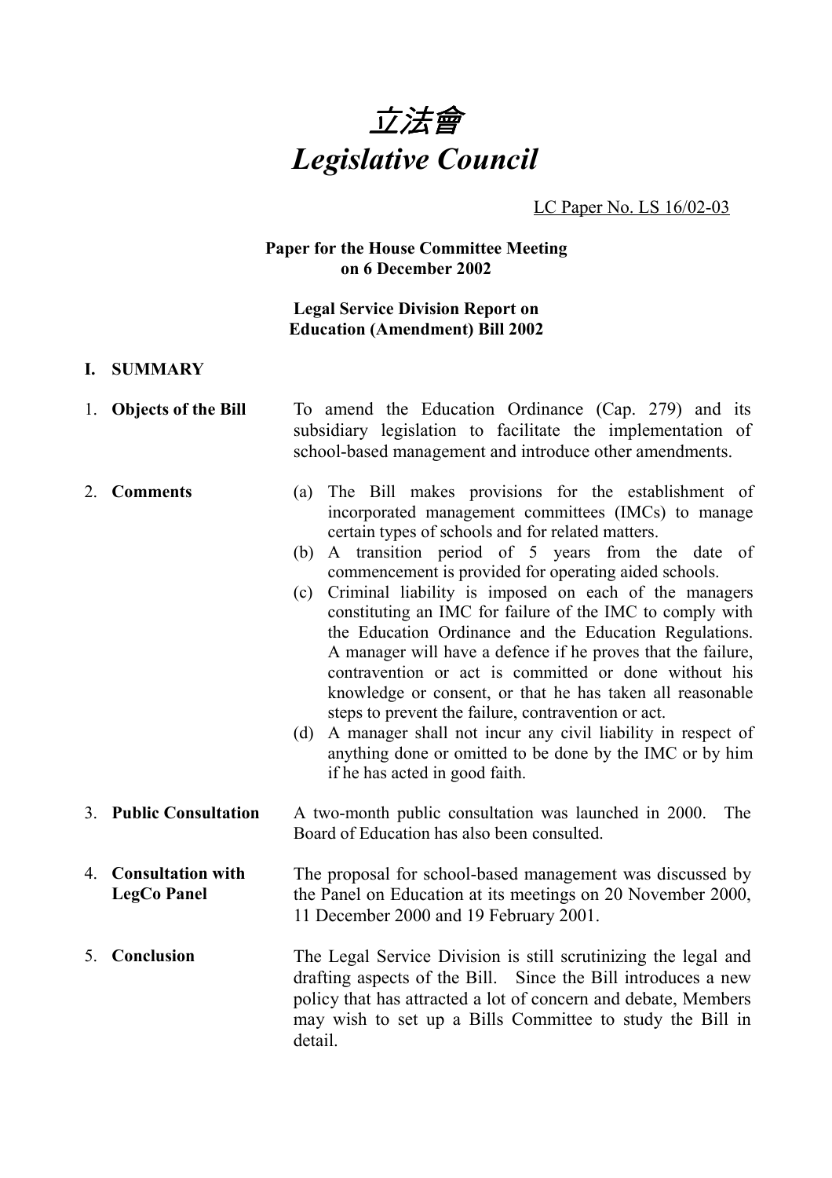# *立法會*
# *Legislative Council*

LC Paper No. LS 16/02-03

**Paper for the House Committee Meeting on 6 December 2002**

**Legal Service Division Report on Education (Amendment) Bill 2002**

## I. SUMMARY

1. **Objects of the Bill** — To amend the Education Ordinance (Cap. 279) and its subsidiary legislation to facilitate the implementation of school-based management and introduce other amendments.

2. **Comments**
   - (a) The Bill makes provisions for the establishment of incorporated management committees (IMCs) to manage certain types of schools and for related matters.
   - (b) A transition period of 5 years from the date of commencement is provided for operating aided schools.
   - (c) Criminal liability is imposed on each of the managers constituting an IMC for failure of the IMC to comply with the Education Ordinance and the Education Regulations. A manager will have a defence if he proves that the failure, contravention or act is committed or done without his knowledge or consent, or that he has taken all reasonable steps to prevent the failure, contravention or act.
   - (d) A manager shall not incur any civil liability in respect of anything done or omitted to be done by the IMC or by him if he has acted in good faith.

3. **Public Consultation** — A two-month public consultation was launched in 2000. The Board of Education has also been consulted.

4. **Consultation with LegCo Panel** — The proposal for school-based management was discussed by the Panel on Education at its meetings on 20 November 2000, 11 December 2000 and 19 February 2001.

5. **Conclusion** — The Legal Service Division is still scrutinizing the legal and drafting aspects of the Bill. Since the Bill introduces a new policy that has attracted a lot of concern and debate, Members may wish to set up a Bills Committee to study the Bill in detail.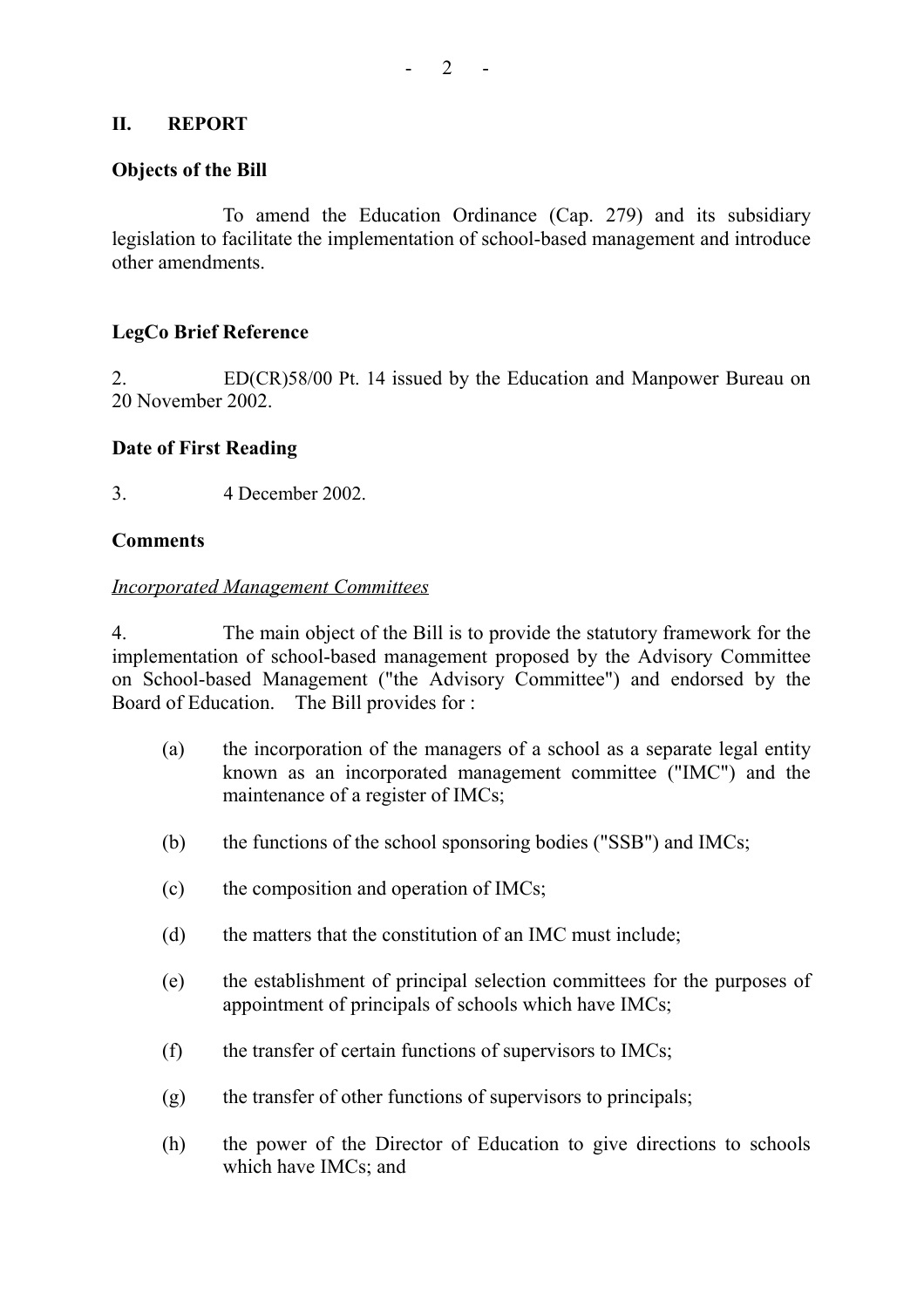## II. REPORT

### Objects of the Bill

To amend the Education Ordinance (Cap. 279) and its subsidiary legislation to facilitate the implementation of school-based management and introduce other amendments.

### LegCo Brief Reference

2. ED(CR)58/00 Pt. 14 issued by the Education and Manpower Bureau on 20 November 2002.

### Date of First Reading

3. 4 December 2002.

### Comments

*Incorporated Management Committees*

4. The main object of the Bill is to provide the statutory framework for the implementation of school-based management proposed by the Advisory Committee on School-based Management ("the Advisory Committee") and endorsed by the Board of Education. The Bill provides for :

(a) the incorporation of the managers of a school as a separate legal entity known as an incorporated management committee ("IMC") and the maintenance of a register of IMCs;

(b) the functions of the school sponsoring bodies ("SSB") and IMCs;

(c) the composition and operation of IMCs;

(d) the matters that the constitution of an IMC must include;

(e) the establishment of principal selection committees for the purposes of appointment of principals of schools which have IMCs;

(f) the transfer of certain functions of supervisors to IMCs;

(g) the transfer of other functions of supervisors to principals;

(h) the power of the Director of Education to give directions to schools which have IMCs; and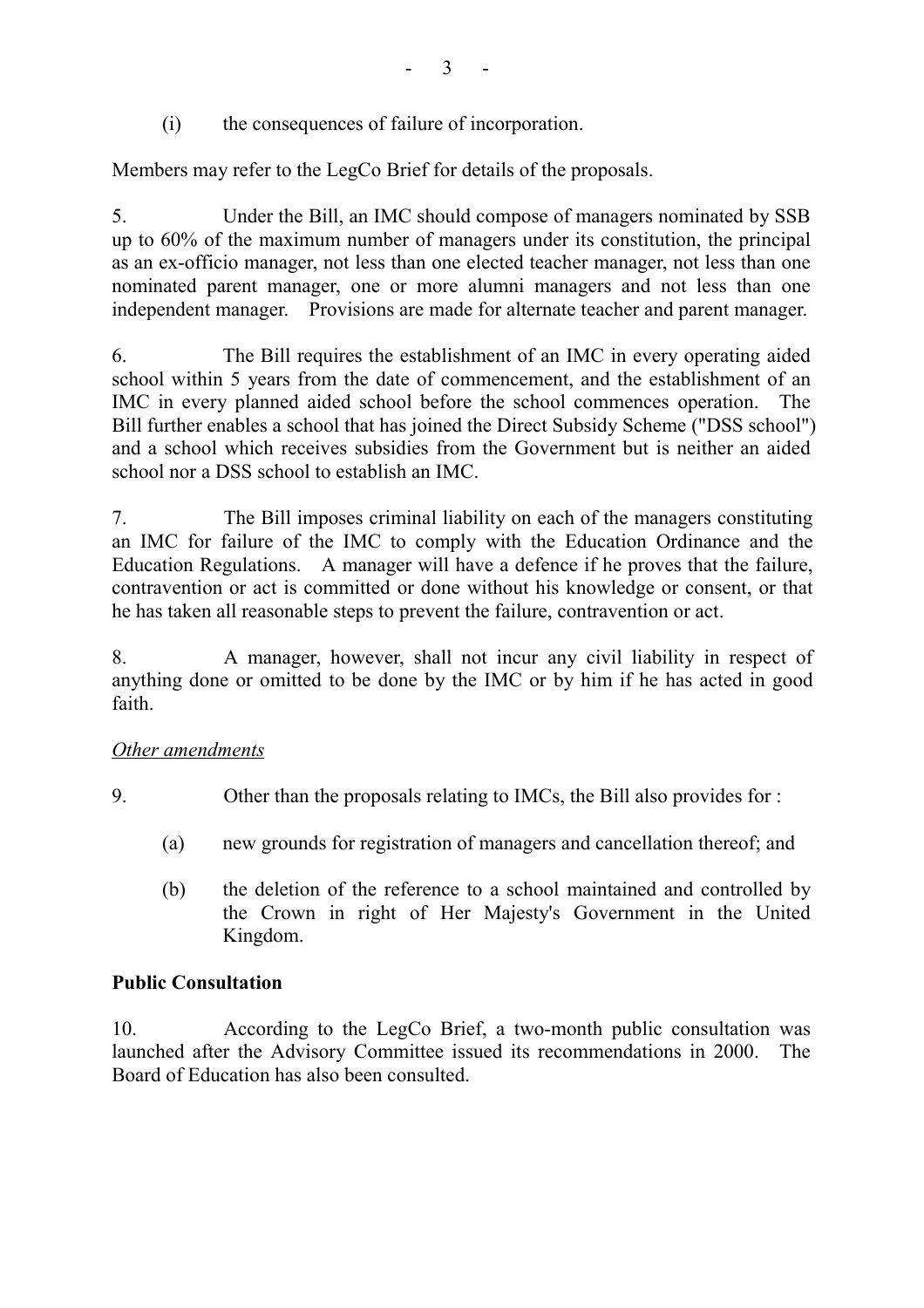(i) the consequences of failure of incorporation.

Members may refer to the LegCo Brief for details of the proposals.

5. Under the Bill, an IMC should compose of managers nominated by SSB up to 60% of the maximum number of managers under its constitution, the principal as an ex-officio manager, not less than one elected teacher manager, not less than one nominated parent manager, one or more alumni managers and not less than one independent manager. Provisions are made for alternate teacher and parent manager.

6. The Bill requires the establishment of an IMC in every operating aided school within 5 years from the date of commencement, and the establishment of an IMC in every planned aided school before the school commences operation. The Bill further enables a school that has joined the Direct Subsidy Scheme ("DSS school") and a school which receives subsidies from the Government but is neither an aided school nor a DSS school to establish an IMC.

7. The Bill imposes criminal liability on each of the managers constituting an IMC for failure of the IMC to comply with the Education Ordinance and the Education Regulations. A manager will have a defence if he proves that the failure, contravention or act is committed or done without his knowledge or consent, or that he has taken all reasonable steps to prevent the failure, contravention or act.

8. A manager, however, shall not incur any civil liability in respect of anything done or omitted to be done by the IMC or by him if he has acted in good faith.

*Other amendments*

9. Other than the proposals relating to IMCs, the Bill also provides for :

(a) new grounds for registration of managers and cancellation thereof; and

(b) the deletion of the reference to a school maintained and controlled by the Crown in right of Her Majesty's Government in the United Kingdom.

**Public Consultation**

10. According to the LegCo Brief, a two-month public consultation was launched after the Advisory Committee issued its recommendations in 2000. The Board of Education has also been consulted.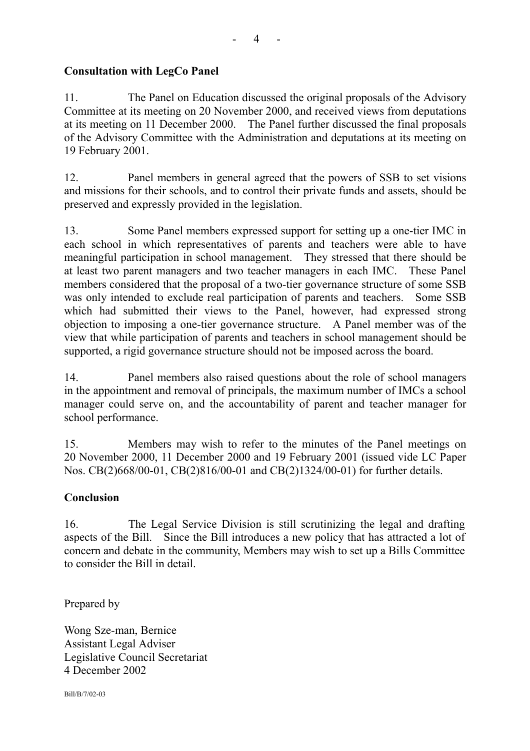**Consultation with LegCo Panel**

11. The Panel on Education discussed the original proposals of the Advisory Committee at its meeting on 20 November 2000, and received views from deputations at its meeting on 11 December 2000. The Panel further discussed the final proposals of the Advisory Committee with the Administration and deputations at its meeting on 19 February 2001.

12. Panel members in general agreed that the powers of SSB to set visions and missions for their schools, and to control their private funds and assets, should be preserved and expressly provided in the legislation.

13. Some Panel members expressed support for setting up a one-tier IMC in each school in which representatives of parents and teachers were able to have meaningful participation in school management. They stressed that there should be at least two parent managers and two teacher managers in each IMC. These Panel members considered that the proposal of a two-tier governance structure of some SSB was only intended to exclude real participation of parents and teachers. Some SSB which had submitted their views to the Panel, however, had expressed strong objection to imposing a one-tier governance structure. A Panel member was of the view that while participation of parents and teachers in school management should be supported, a rigid governance structure should not be imposed across the board.

14. Panel members also raised questions about the role of school managers in the appointment and removal of principals, the maximum number of IMCs a school manager could serve on, and the accountability of parent and teacher manager for school performance.

15. Members may wish to refer to the minutes of the Panel meetings on 20 November 2000, 11 December 2000 and 19 February 2001 (issued vide LC Paper Nos. CB(2)668/00-01, CB(2)816/00-01 and CB(2)1324/00-01) for further details.

**Conclusion**

16. The Legal Service Division is still scrutinizing the legal and drafting aspects of the Bill. Since the Bill introduces a new policy that has attracted a lot of concern and debate in the community, Members may wish to set up a Bills Committee to consider the Bill in detail.

Prepared by

Wong Sze-man, Bernice
Assistant Legal Adviser
Legislative Council Secretariat
4 December 2002

Bill/B/7/02-03